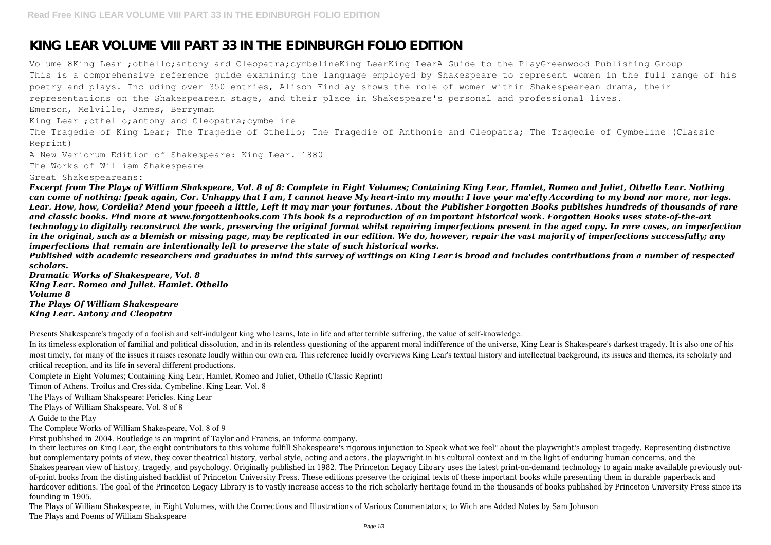# KING LEAR VOLUME VIII PART 33 IN THE EDINBURGH FOLIO EDITION

Volume 8King Lear ;othello;antony and Cleopatra;cymbelineKing LearKing LearA Guide to the PlayGreenwood Publishing Group
This is a comprehensive reference guide examining the language employed by Shakespeare to represent women in the full range of his poetry and plays. Including over 350 entries, Alison Findlay shows the role of women within Shakespearean drama, their representations on the Shakespearean stage, and their place in Shakespeare's personal and professional lives.

Emerson, Melville, James, Berryman

King Lear ;othello;antony and Cleopatra;cymbeline

The Tragedie of King Lear; The Tragedie of Othello; The Tragedie of Anthonie and Cleopatra; The Tragedie of Cymbeline (Classic Reprint)

A New Variorum Edition of Shakespeare: King Lear. 1880

The Works of William Shakespeare

Great Shakespeareans:

***Excerpt from The Plays of William Shakspeare, Vol. 8 of 8: Complete in Eight Volumes; Containing King Lear, Hamlet, Romeo and Juliet, Othello Lear. Nothing can come of nothing: fpeak again, Cor. Unhappy that I am, I cannot heave My heart-into my mouth: I love your ma'efly According to my bond nor more, nor legs. Lear. How, how, Cordelia? Mend your fpeeeh a little, Left it may mar your fortunes. About the Publisher Forgotten Books publishes hundreds of thousands of rare and classic books. Find more at www.forgottenbooks.com This book is a reproduction of an important historical work. Forgotten Books uses state-of-the-art technology to digitally reconstruct the work, preserving the original format whilst repairing imperfections present in the aged copy. In rare cases, an imperfection in the original, such as a blemish or missing page, may be replicated in our edition. We do, however, repair the vast majority of imperfections successfully; any imperfections that remain are intentionally left to preserve the state of such historical works.***

***Published with academic researchers and graduates in mind this survey of writings on King Lear is broad and includes contributions from a number of respected scholars.***

***Dramatic Works of Shakespeare, Vol. 8***

***King Lear. Romeo and Juliet. Hamlet. Othello***

***Volume 8***

***The Plays Of William Shakespeare***

***King Lear. Antony and Cleopatra***

Presents Shakespeare's tragedy of a foolish and self-indulgent king who learns, late in life and after terrible suffering, the value of self-knowledge.

In its timeless exploration of familial and political dissolution, and in its relentless questioning of the apparent moral indifference of the universe, King Lear is Shakespeare's darkest tragedy. It is also one of his most timely, for many of the issues it raises resonate loudly within our own era. This reference lucidly overviews King Lear's textual history and intellectual background, its issues and themes, its scholarly and critical reception, and its life in several different productions.

Complete in Eight Volumes; Containing King Lear, Hamlet, Romeo and Juliet, Othello (Classic Reprint)

Timon of Athens. Troilus and Cressida. Cymbeline. King Lear. Vol. 8

The Plays of William Shakspeare: Pericles. King Lear

The Plays of William Shakspeare, Vol. 8 of 8

A Guide to the Play

The Complete Works of William Shakespeare, Vol. 8 of 9

First published in 2004. Routledge is an imprint of Taylor and Francis, an informa company.

In their lectures on King Lear, the eight contributors to this volume fulfill Shakespeare's rigorous injunction to Speak what we feel" about the playwright's amplest tragedy. Representing distinctive but complementary points of view, they cover theatrical history, verbal style, acting and actors, the playwright in his cultural context and in the light of enduring human concerns, and the Shakespearean view of history, tragedy, and psychology. Originally published in 1982. The Princeton Legacy Library uses the latest print-on-demand technology to again make available previously out-of-print books from the distinguished backlist of Princeton University Press. These editions preserve the original texts of these important books while presenting them in durable paperback and hardcover editions. The goal of the Princeton Legacy Library is to vastly increase access to the rich scholarly heritage found in the thousands of books published by Princeton University Press since its founding in 1905.

The Plays of William Shakespeare, in Eight Volumes, with the Corrections and Illustrations of Various Commentators; to Wich are Added Notes by Sam Johnson

The Plays and Poems of William Shakspeare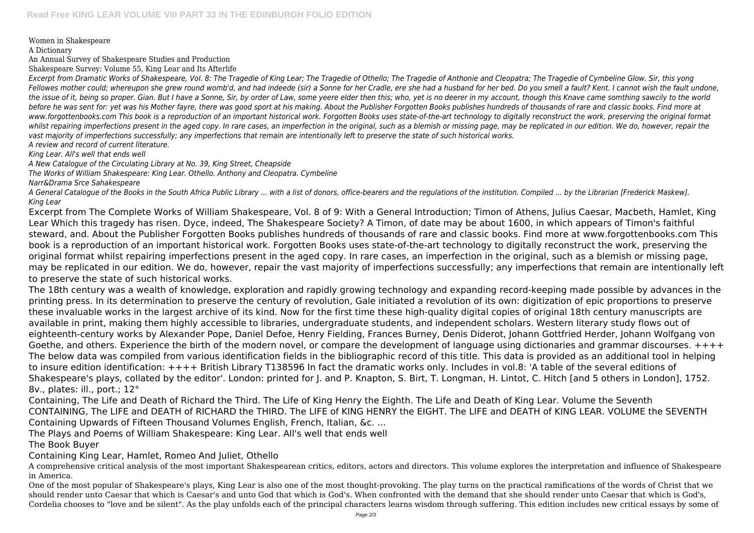Women in Shakespeare
A Dictionary
An Annual Survey of Shakespeare Studies and Production
Shakespeare Survey: Volume 55, King Lear and Its Afterlife

*Excerpt from Dramatic Works of Shakespeare, Vol. 8: The Tragedie of King Lear; The Tragedie of Othello; The Tragedie of Anthonie and Cleopatra; The Tragedie of Cymbeline Glow. Sir, this yong Fellowes mother could; whereupon she grew round womb'd, and had indeede (sir) a Sonne for her Cradle, ere she had a husband for her bed. Do you smell a fault? Kent. I cannot wish the fault undone, the issue of it, being so proper. Gian. But I have a Sonne, Sir, by order of Law, some yeere elder then this; who, yet is no deerer in my account, though this Knave came somthing sawcily to the world before he was sent for: yet was his Mother fayre, there was good sport at his making. About the Publisher Forgotten Books publishes hundreds of thousands of rare and classic books. Find more at www.forgottenbooks.com This book is a reproduction of an important historical work. Forgotten Books uses state-of-the-art technology to digitally reconstruct the work, preserving the original format whilst repairing imperfections present in the aged copy. In rare cases, an imperfection in the original, such as a blemish or missing page, may be replicated in our edition. We do, however, repair the vast majority of imperfections successfully; any imperfections that remain are intentionally left to preserve the state of such historical works.*
*A review and record of current literature.*
*King Lear. All's well that ends well*
*A New Catalogue of the Circulating Library at No. 39, King Street, Cheapside*
*The Works of William Shakespeare: King Lear. Othello. Anthony and Cleopatra. Cymbeline*
*Narr&Drama Srce Sahakespeare*
*A General Catalogue of the Books in the South Africa Public Library ... with a list of donors, office-bearers and the regulations of the institution. Compiled ... by the Librarian [Frederick Maskew].*
*King Lear*

Excerpt from The Complete Works of William Shakespeare, Vol. 8 of 9: With a General Introduction; Timon of Athens, Julius Caesar, Macbeth, Hamlet, King Lear Which this tragedy has risen. Dyce, indeed, The Shakespeare Society? A Timon, of date may be about 1600, in which appears of Timon's faithful steward, and. About the Publisher Forgotten Books publishes hundreds of thousands of rare and classic books. Find more at www.forgottenbooks.com This book is a reproduction of an important historical work. Forgotten Books uses state-of-the-art technology to digitally reconstruct the work, preserving the original format whilst repairing imperfections present in the aged copy. In rare cases, an imperfection in the original, such as a blemish or missing page, may be replicated in our edition. We do, however, repair the vast majority of imperfections successfully; any imperfections that remain are intentionally left to preserve the state of such historical works.

The 18th century was a wealth of knowledge, exploration and rapidly growing technology and expanding record-keeping made possible by advances in the printing press. In its determination to preserve the century of revolution, Gale initiated a revolution of its own: digitization of epic proportions to preserve these invaluable works in the largest archive of its kind. Now for the first time these high-quality digital copies of original 18th century manuscripts are available in print, making them highly accessible to libraries, undergraduate students, and independent scholars. Western literary study flows out of eighteenth-century works by Alexander Pope, Daniel Defoe, Henry Fielding, Frances Burney, Denis Diderot, Johann Gottfried Herder, Johann Wolfgang von Goethe, and others. Experience the birth of the modern novel, or compare the development of language using dictionaries and grammar discourses. ++++ The below data was compiled from various identification fields in the bibliographic record of this title. This data is provided as an additional tool in helping to insure edition identification: ++++ British Library T138596 In fact the dramatic works only. Includes in vol.8: 'A table of the several editions of Shakespeare's plays, collated by the editor'. London: printed for J. and P. Knapton, S. Birt, T. Longman, H. Lintot, C. Hitch [and 5 others in London], 1752. 8v., plates: ill., port.; 12°

Containing, The Life and Death of Richard the Third. The Life of King Henry the Eighth. The Life and Death of King Lear. Volume the Seventh CONTAINING, The LIFE and DEATH of RICHARD the THIRD. The LIFE of KING HENRY the EIGHT. The LIFE and DEATH of KING LEAR. VOLUME the SEVENTH Containing Upwards of Fifteen Thousand Volumes English, French, Italian, &c. ...

The Plays and Poems of William Shakespeare: King Lear. All's well that ends well
The Book Buyer
Containing King Lear, Hamlet, Romeo And Juliet, Othello

A comprehensive critical analysis of the most important Shakespearean critics, editors, actors and directors. This volume explores the interpretation and influence of Shakespeare in America.

One of the most popular of Shakespeare's plays, King Lear is also one of the most thought-provoking. The play turns on the practical ramifications of the words of Christ that we should render unto Caesar that which is Caesar's and unto God that which is God's. When confronted with the demand that she should render unto Caesar that which is God's, Cordelia chooses to "love and be silent". As the play unfolds each of the principal characters learns wisdom through suffering. This edition includes new critical essays by some of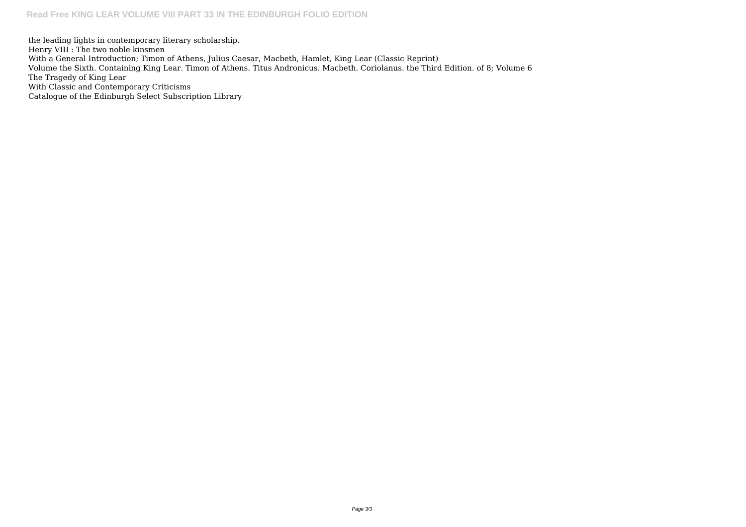the leading lights in contemporary literary scholarship.

Henry VIII : The two noble kinsmen

With a General Introduction; Timon of Athens, Julius Caesar, Macbeth, Hamlet, King Lear (Classic Reprint)

Volume the Sixth. Containing King Lear. Timon of Athens. Titus Andronicus. Macbeth. Coriolanus. the Third Edition. of 8; Volume 6

The Tragedy of King Lear

With Classic and Contemporary Criticisms

Catalogue of the Edinburgh Select Subscription Library